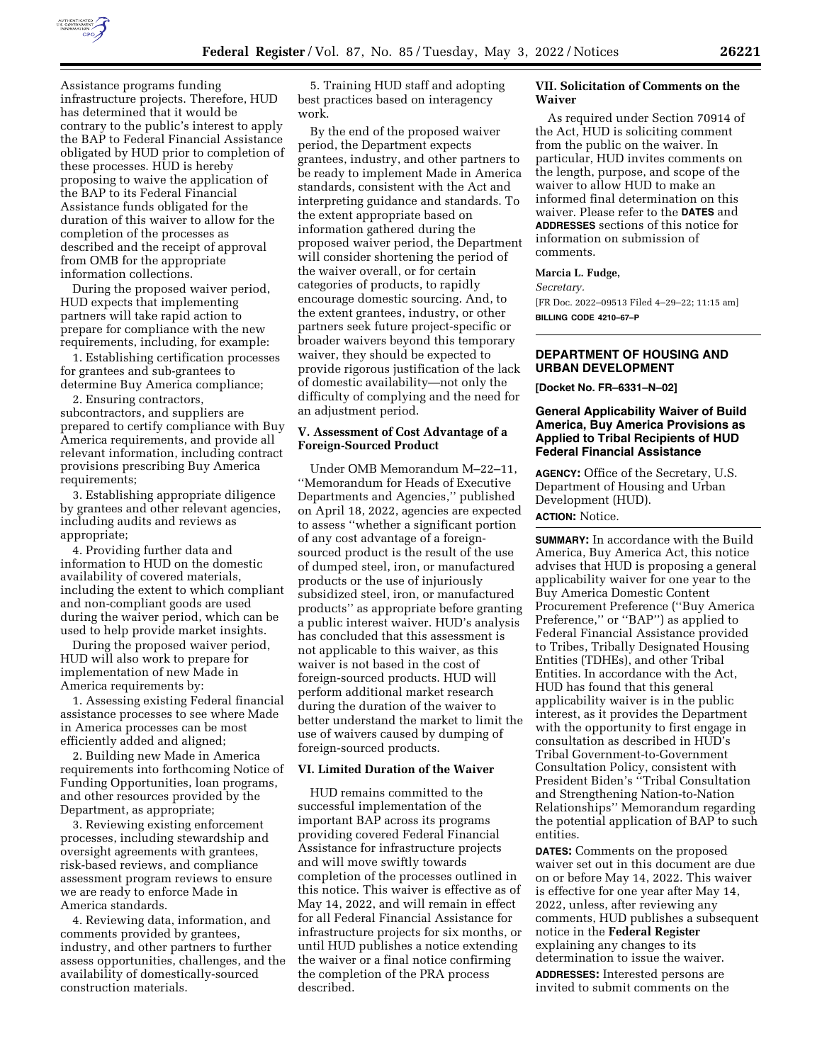Assistance programs funding infrastructure projects. Therefore, HUD has determined that it would be contrary to the public's interest to apply the BAP to Federal Financial Assistance obligated by HUD prior to completion of these processes. HUD is hereby proposing to waive the application of the BAP to its Federal Financial Assistance funds obligated for the duration of this waiver to allow for the completion of the processes as described and the receipt of approval from OMB for the appropriate information collections.

During the proposed waiver period, HUD expects that implementing partners will take rapid action to prepare for compliance with the new requirements, including, for example:

1. Establishing certification processes for grantees and sub-grantees to determine Buy America compliance;
2. Ensuring contractors, subcontractors, and suppliers are prepared to certify compliance with Buy America requirements, and provide all relevant information, including contract provisions prescribing Buy America requirements;
3. Establishing appropriate diligence by grantees and other relevant agencies, including audits and reviews as appropriate;
4. Providing further data and information to HUD on the domestic availability of covered materials, including the extent to which compliant and non-compliant goods are used during the waiver period, which can be used to help provide market insights.

During the proposed waiver period, HUD will also work to prepare for implementation of new Made in America requirements by:

1. Assessing existing Federal financial assistance processes to see where Made in America processes can be most efficiently added and aligned;
2. Building new Made in America requirements into forthcoming Notice of Funding Opportunities, loan programs, and other resources provided by the Department, as appropriate;
3. Reviewing existing enforcement processes, including stewardship and oversight agreements with grantees, risk-based reviews, and compliance assessment program reviews to ensure we are ready to enforce Made in America standards.
4. Reviewing data, information, and comments provided by grantees, industry, and other partners to further assess opportunities, challenges, and the availability of domestically-sourced construction materials.
5. Training HUD staff and adopting best practices based on interagency work.

By the end of the proposed waiver period, the Department expects grantees, industry, and other partners to be ready to implement Made in America standards, consistent with the Act and interpreting guidance and standards. To the extent appropriate based on information gathered during the proposed waiver period, the Department will consider shortening the period of the waiver overall, or for certain categories of products, to rapidly encourage domestic sourcing. And, to the extent grantees, industry, or other partners seek future project-specific or broader waivers beyond this temporary waiver, they should be expected to provide rigorous justification of the lack of domestic availability—not only the difficulty of complying and the need for an adjustment period.

## V. Assessment of Cost Advantage of a Foreign-Sourced Product

Under OMB Memorandum M–22–11, ''Memorandum for Heads of Executive Departments and Agencies,'' published on April 18, 2022, agencies are expected to assess ''whether a significant portion of any cost advantage of a foreign-sourced product is the result of the use of dumped steel, iron, or manufactured products or the use of injuriously subsidized steel, iron, or manufactured products'' as appropriate before granting a public interest waiver. HUD's analysis has concluded that this assessment is not applicable to this waiver, as this waiver is not based in the cost of foreign-sourced products. HUD will perform additional market research during the duration of the waiver to better understand the market to limit the use of waivers caused by dumping of foreign-sourced products.

## VI. Limited Duration of the Waiver

HUD remains committed to the successful implementation of the important BAP across its programs providing covered Federal Financial Assistance for infrastructure projects and will move swiftly towards completion of the processes outlined in this notice. This waiver is effective as of May 14, 2022, and will remain in effect for all Federal Financial Assistance for infrastructure projects for six months, or until HUD publishes a notice extending the waiver or a final notice confirming the completion of the PRA process described.

## VII. Solicitation of Comments on the Waiver

As required under Section 70914 of the Act, HUD is soliciting comment from the public on the waiver. In particular, HUD invites comments on the length, purpose, and scope of the waiver to allow HUD to make an informed final determination on this waiver. Please refer to the **DATES** and **ADDRESSES** sections of this notice for information on submission of comments.

**Marcia L. Fudge,**
*Secretary.*

[FR Doc. 2022–09513 Filed 4–29–22; 11:15 am]

**BILLING CODE 4210–67–P**

---

## DEPARTMENT OF HOUSING AND URBAN DEVELOPMENT

**[Docket No. FR–6331–N–02]**

## General Applicability Waiver of Build America, Buy America Provisions as Applied to Tribal Recipients of HUD Federal Financial Assistance

**AGENCY:** Office of the Secretary, U.S. Department of Housing and Urban Development (HUD).

**ACTION:** Notice.

**SUMMARY:** In accordance with the Build America, Buy America Act, this notice advises that HUD is proposing a general applicability waiver for one year to the Buy America Domestic Content Procurement Preference (''Buy America Preference,'' or ''BAP'') as applied to Federal Financial Assistance provided to Tribes, Tribally Designated Housing Entities (TDHEs), and other Tribal Entities. In accordance with the Act, HUD has found that this general applicability waiver is in the public interest, as it provides the Department with the opportunity to first engage in consultation as described in HUD's Tribal Government-to-Government Consultation Policy, consistent with President Biden's ''Tribal Consultation and Strengthening Nation-to-Nation Relationships'' Memorandum regarding the potential application of BAP to such entities.

**DATES:** Comments on the proposed waiver set out in this document are due on or before May 14, 2022. This waiver is effective for one year after May 14, 2022, unless, after reviewing any comments, HUD publishes a subsequent notice in the **Federal Register** explaining any changes to its determination to issue the waiver.

**ADDRESSES:** Interested persons are invited to submit comments on the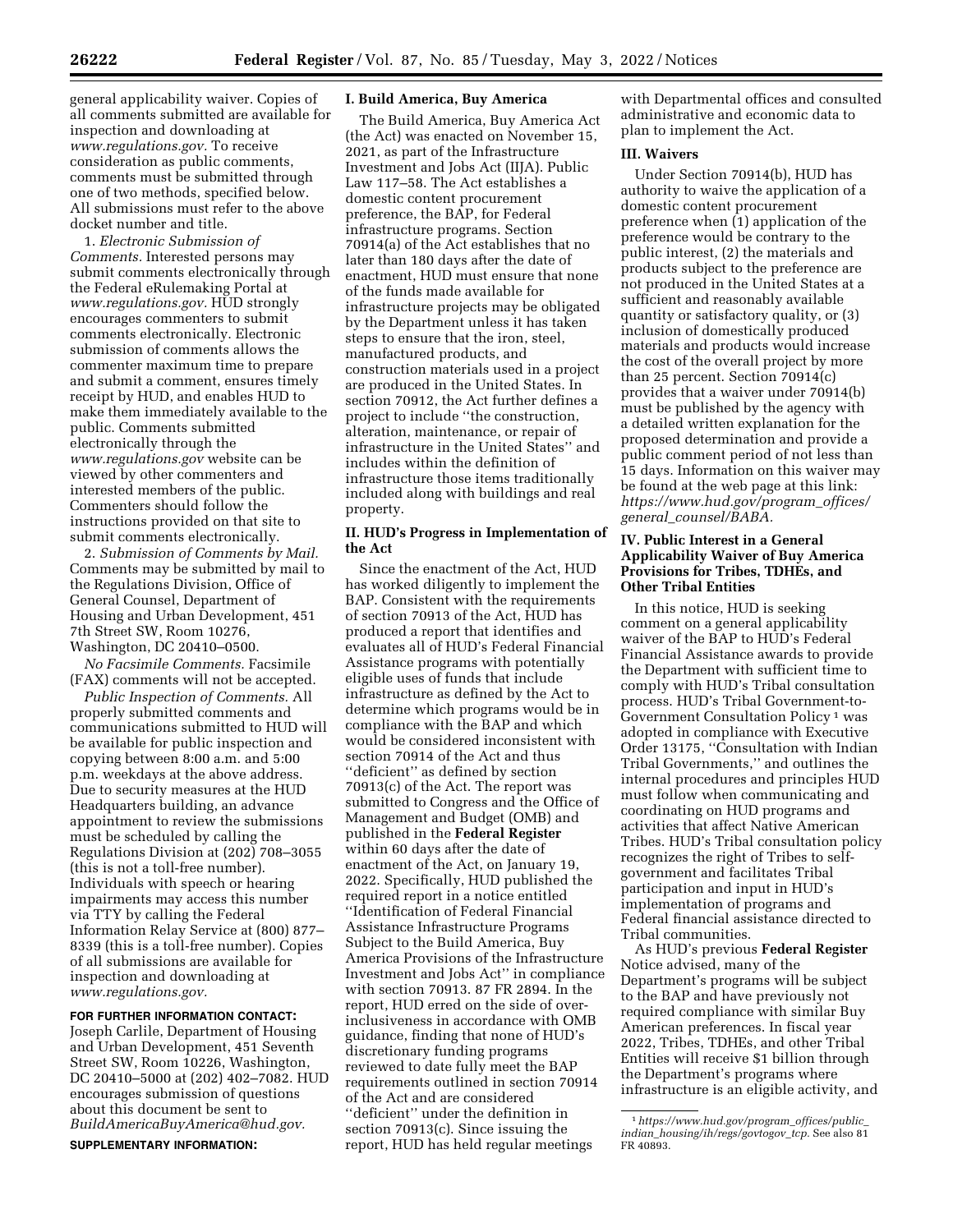general applicability waiver. Copies of all comments submitted are available for inspection and downloading at *www.regulations.gov.* To receive consideration as public comments, comments must be submitted through one of two methods, specified below. All submissions must refer to the above docket number and title.

1. *Electronic Submission of Comments.* Interested persons may submit comments electronically through the Federal eRulemaking Portal at *www.regulations.gov.* HUD strongly encourages commenters to submit comments electronically. Electronic submission of comments allows the commenter maximum time to prepare and submit a comment, ensures timely receipt by HUD, and enables HUD to make them immediately available to the public. Comments submitted electronically through the *www.regulations.gov* website can be viewed by other commenters and interested members of the public. Commenters should follow the instructions provided on that site to submit comments electronically.

2. *Submission of Comments by Mail.* Comments may be submitted by mail to the Regulations Division, Office of General Counsel, Department of Housing and Urban Development, 451 7th Street SW, Room 10276, Washington, DC 20410–0500.

*No Facsimile Comments.* Facsimile (FAX) comments will not be accepted.

*Public Inspection of Comments.* All properly submitted comments and communications submitted to HUD will be available for public inspection and copying between 8:00 a.m. and 5:00 p.m. weekdays at the above address. Due to security measures at the HUD Headquarters building, an advance appointment to review the submissions must be scheduled by calling the Regulations Division at (202) 708–3055 (this is not a toll-free number). Individuals with speech or hearing impairments may access this number via TTY by calling the Federal Information Relay Service at (800) 877–8339 (this is a toll-free number). Copies of all submissions are available for inspection and downloading at *www.regulations.gov.*

**FOR FURTHER INFORMATION CONTACT:** Joseph Carlile, Department of Housing and Urban Development, 451 Seventh Street SW, Room 10226, Washington, DC 20410–5000 at (202) 402–7082. HUD encourages submission of questions about this document be sent to *BuildAmericaBuyAmerica@hud.gov.*

**SUPPLEMENTARY INFORMATION:**

## I. Build America, Buy America

The Build America, Buy America Act (the Act) was enacted on November 15, 2021, as part of the Infrastructure Investment and Jobs Act (IIJA). Public Law 117–58. The Act establishes a domestic content procurement preference, the BAP, for Federal infrastructure programs. Section 70914(a) of the Act establishes that no later than 180 days after the date of enactment, HUD must ensure that none of the funds made available for infrastructure projects may be obligated by the Department unless it has taken steps to ensure that the iron, steel, manufactured products, and construction materials used in a project are produced in the United States. In section 70912, the Act further defines a project to include "the construction, alteration, maintenance, or repair of infrastructure in the United States" and includes within the definition of infrastructure those items traditionally included along with buildings and real property.

## II. HUD's Progress in Implementation of the Act

Since the enactment of the Act, HUD has worked diligently to implement the BAP. Consistent with the requirements of section 70913 of the Act, HUD has produced a report that identifies and evaluates all of HUD's Federal Financial Assistance programs with potentially eligible uses of funds that include infrastructure as defined by the Act to determine which programs would be in compliance with the BAP and which would be considered inconsistent with section 70914 of the Act and thus "deficient" as defined by section 70913(c) of the Act. The report was submitted to Congress and the Office of Management and Budget (OMB) and published in the **Federal Register** within 60 days after the date of enactment of the Act, on January 19, 2022. Specifically, HUD published the required report in a notice entitled "Identification of Federal Financial Assistance Infrastructure Programs Subject to the Build America, Buy America Provisions of the Infrastructure Investment and Jobs Act" in compliance with section 70913. 87 FR 2894. In the report, HUD erred on the side of over-inclusiveness in accordance with OMB guidance, finding that none of HUD's discretionary funding programs reviewed to date fully meet the BAP requirements outlined in section 70914 of the Act and are considered "deficient" under the definition in section 70913(c). Since issuing the report, HUD has held regular meetings with Departmental offices and consulted administrative and economic data to plan to implement the Act.

## III. Waivers

Under Section 70914(b), HUD has authority to waive the application of a domestic content procurement preference when (1) application of the preference would be contrary to the public interest, (2) the materials and products subject to the preference are not produced in the United States at a sufficient and reasonably available quantity or satisfactory quality, or (3) inclusion of domestically produced materials and products would increase the cost of the overall project by more than 25 percent. Section 70914(c) provides that a waiver under 70914(b) must be published by the agency with a detailed written explanation for the proposed determination and provide a public comment period of not less than 15 days. Information on this waiver may be found at the web page at this link: *https://www.hud.gov/program_offices/general_counsel/BABA.*

## IV. Public Interest in a General Applicability Waiver of Buy America Provisions for Tribes, TDHEs, and Other Tribal Entities

In this notice, HUD is seeking comment on a general applicability waiver of the BAP to HUD's Federal Financial Assistance awards to provide the Department with sufficient time to comply with HUD's Tribal consultation process. HUD's Tribal Government-to-Government Consultation Policy [1] was adopted in compliance with Executive Order 13175, "Consultation with Indian Tribal Governments," and outlines the internal procedures and principles HUD must follow when communicating and coordinating on HUD programs and activities that affect Native American Tribes. HUD's Tribal consultation policy recognizes the right of Tribes to self-government and facilitates Tribal participation and input in HUD's implementation of programs and Federal financial assistance directed to Tribal communities.

As HUD's previous **Federal Register** Notice advised, many of the Department's programs will be subject to the BAP and have previously not required compliance with similar Buy American preferences. In fiscal year 2022, Tribes, TDHEs, and other Tribal Entities will receive $1 billion through the Department's programs where infrastructure is an eligible activity, and

[1] *https://www.hud.gov/program_offices/public_indian_housing/ih/regs/govtogov_tcp.* See also 81 FR 40893.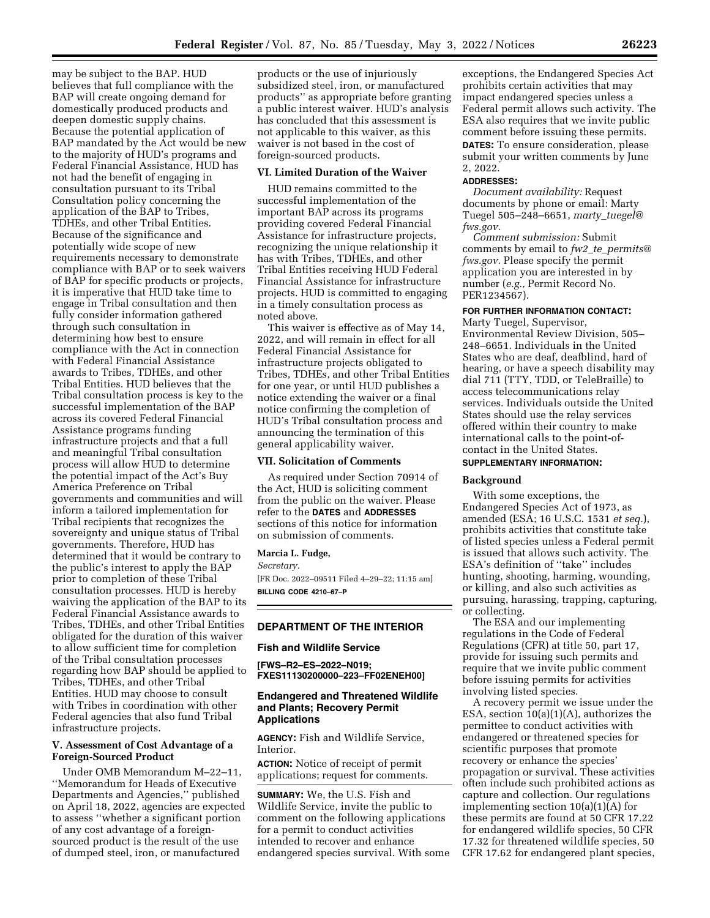may be subject to the BAP. HUD believes that full compliance with the BAP will create ongoing demand for domestically produced products and deepen domestic supply chains. Because the potential application of BAP mandated by the Act would be new to the majority of HUD's programs and Federal Financial Assistance, HUD has not had the benefit of engaging in consultation pursuant to its Tribal Consultation policy concerning the application of the BAP to Tribes, TDHEs, and other Tribal Entities. Because of the significance and potentially wide scope of new requirements necessary to demonstrate compliance with BAP or to seek waivers of BAP for specific products or projects, it is imperative that HUD take time to engage in Tribal consultation and then fully consider information gathered through such consultation in determining how best to ensure compliance with the Act in connection with Federal Financial Assistance awards to Tribes, TDHEs, and other Tribal Entities. HUD believes that the Tribal consultation process is key to the successful implementation of the BAP across its covered Federal Financial Assistance programs funding infrastructure projects and that a full and meaningful Tribal consultation process will allow HUD to determine the potential impact of the Act's Buy America Preference on Tribal governments and communities and will inform a tailored implementation for Tribal recipients that recognizes the sovereignty and unique status of Tribal governments. Therefore, HUD has determined that it would be contrary to the public's interest to apply the BAP prior to completion of these Tribal consultation processes. HUD is hereby waiving the application of the BAP to its Federal Financial Assistance awards to Tribes, TDHEs, and other Tribal Entities obligated for the duration of this waiver to allow sufficient time for completion of the Tribal consultation processes regarding how BAP should be applied to Tribes, TDHEs, and other Tribal Entities. HUD may choose to consult with Tribes in coordination with other Federal agencies that also fund Tribal infrastructure projects.

## V. Assessment of Cost Advantage of a Foreign-Sourced Product

Under OMB Memorandum M–22–11, "Memorandum for Heads of Executive Departments and Agencies," published on April 18, 2022, agencies are expected to assess "whether a significant portion of any cost advantage of a foreign-sourced product is the result of the use of dumped steel, iron, or manufactured products or the use of injuriously subsidized steel, iron, or manufactured products" as appropriate before granting a public interest waiver. HUD's analysis has concluded that this assessment is not applicable to this waiver, as this waiver is not based in the cost of foreign-sourced products.

## VI. Limited Duration of the Waiver

HUD remains committed to the successful implementation of the important BAP across its programs providing covered Federal Financial Assistance for infrastructure projects, recognizing the unique relationship it has with Tribes, TDHEs, and other Tribal Entities receiving HUD Federal Financial Assistance for infrastructure projects. HUD is committed to engaging in a timely consultation process as noted above.

This waiver is effective as of May 14, 2022, and will remain in effect for all Federal Financial Assistance for infrastructure projects obligated to Tribes, TDHEs, and other Tribal Entities for one year, or until HUD publishes a notice extending the waiver or a final notice confirming the completion of HUD's Tribal consultation process and announcing the termination of this general applicability waiver.

## VII. Solicitation of Comments

As required under Section 70914 of the Act, HUD is soliciting comment from the public on the waiver. Please refer to the **DATES** and **ADDRESSES** sections of this notice for information on submission of comments.

**Marcia L. Fudge,**

*Secretary.*

[FR Doc. 2022–09511 Filed 4–29–22; 11:15 am]

**BILLING CODE 4210–67–P**

# DEPARTMENT OF THE INTERIOR

## Fish and Wildlife Service

**[FWS–R2–ES–2022–N019; FXES11130200000–223–FF02ENEH00]**

## Endangered and Threatened Wildlife and Plants; Recovery Permit Applications

**AGENCY:** Fish and Wildlife Service, Interior.

**ACTION:** Notice of receipt of permit applications; request for comments.

**SUMMARY:** We, the U.S. Fish and Wildlife Service, invite the public to comment on the following applications for a permit to conduct activities intended to recover and enhance endangered species survival. With some exceptions, the Endangered Species Act prohibits certain activities that may impact endangered species unless a Federal permit allows such activity. The ESA also requires that we invite public comment before issuing these permits.

**DATES:** To ensure consideration, please submit your written comments by June 2, 2022.

**ADDRESSES:**

*Document availability:* Request documents by phone or email: Marty Tuegel 505–248–6651, *marty_tuegel@fws.gov.*

*Comment submission:* Submit comments by email to *fw2_te_permits@fws.gov.* Please specify the permit application you are interested in by number (*e.g.,* Permit Record No. PER1234567).

**FOR FURTHER INFORMATION CONTACT:** Marty Tuegel, Supervisor, Environmental Review Division, 505–248–6651. Individuals in the United States who are deaf, deafblind, hard of hearing, or have a speech disability may dial 711 (TTY, TDD, or TeleBraille) to access telecommunications relay services. Individuals outside the United States should use the relay services offered within their country to make international calls to the point-of-contact in the United States.

**SUPPLEMENTARY INFORMATION:**

### Background

With some exceptions, the Endangered Species Act of 1973, as amended (ESA; 16 U.S.C. 1531 *et seq.*), prohibits activities that constitute take of listed species unless a Federal permit is issued that allows such activity. The ESA's definition of "take" includes hunting, shooting, harming, wounding, or killing, and also such activities as pursuing, harassing, trapping, capturing, or collecting.

The ESA and our implementing regulations in the Code of Federal Regulations (CFR) at title 50, part 17, provide for issuing such permits and require that we invite public comment before issuing permits for activities involving listed species.

A recovery permit we issue under the ESA, section 10(a)(1)(A), authorizes the permittee to conduct activities with endangered or threatened species for scientific purposes that promote recovery or enhance the species' propagation or survival. These activities often include such prohibited actions as capture and collection. Our regulations implementing section 10(a)(1)(A) for these permits are found at 50 CFR 17.22 for endangered wildlife species, 50 CFR 17.32 for threatened wildlife species, 50 CFR 17.62 for endangered plant species,